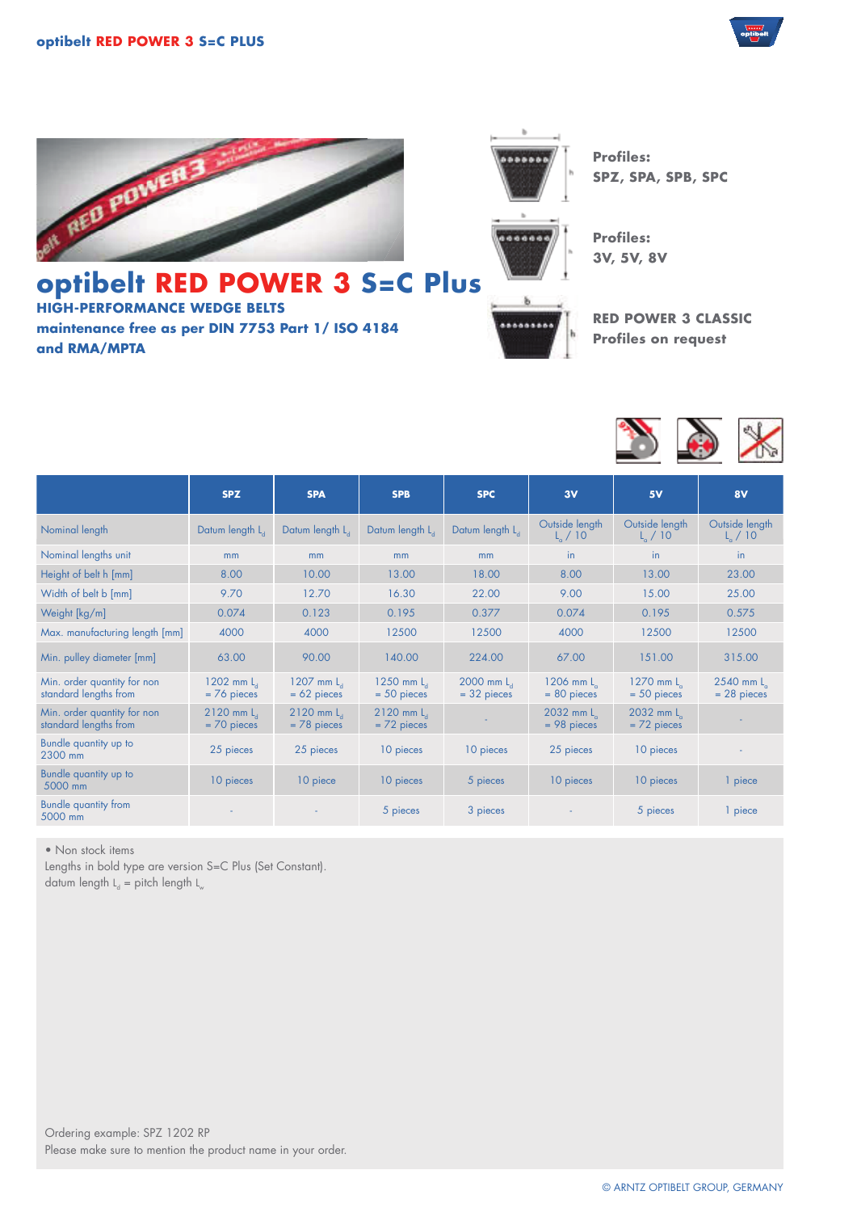# optibelt RED POWER 3 S=C Plus

**HIGH-PERFORMANCE WEDGE BELTS**

**maintenance free as per DIN 7753 Part 1/ ISO 4184 and RMA/MPTA**

**Profiles:**
**SPZ, SPA, SPB, SPC**

**Profiles:**
**3V, 5V, 8V**

**RED POWER 3 CLASSIC**
**Profiles on request**

| | SPZ | SPA | SPB | SPC | 3V | 5V | 8V |
|---|---|---|---|---|---|---|---|
| Nominal length | Datum length $L_d$ | Datum length $L_d$ | Datum length $L_d$ | Datum length $L_d$ | Outside length $L_a$ / 10 | Outside length $L_a$ / 10 | Outside length $L_a$ / 10 |
| Nominal lengths unit | mm | mm | mm | mm | in | in | in |
| Height of belt h [mm] | 8.00 | 10.00 | 13.00 | 18.00 | 8.00 | 13.00 | 23.00 |
| Width of belt b [mm] | 9.70 | 12.70 | 16.30 | 22.00 | 9.00 | 15.00 | 25.00 |
| Weight [kg/m] | 0.074 | 0.123 | 0.195 | 0.377 | 0.074 | 0.195 | 0.575 |
| Max. manufacturing length [mm] | 4000 | 4000 | 12500 | 12500 | 4000 | 12500 | 12500 |
| Min. pulley diameter [mm] | 63.00 | 90.00 | 140.00 | 224.00 | 67.00 | 151.00 | 315.00 |
| Min. order quantity for non standard lengths from | 1202 mm $L_d$ = 76 pieces | 1207 mm $L_d$ = 62 pieces | 1250 mm $L_d$ = 50 pieces | 2000 mm $L_d$ = 32 pieces | 1206 mm $L_a$ = 80 pieces | 1270 mm $L_a$ = 50 pieces | 2540 mm $L_a$ = 28 pieces |
| Min. order quantity for non standard lengths from | 2120 mm $L_d$ = 70 pieces | 2120 mm $L_d$ = 78 pieces | 2120 mm $L_d$ = 72 pieces | - | 2032 mm $L_a$ = 98 pieces | 2032 mm $L_a$ = 72 pieces | - |
| Bundle quantity up to 2300 mm | 25 pieces | 25 pieces | 10 pieces | 10 pieces | 25 pieces | 10 pieces | - |
| Bundle quantity up to 5000 mm | 10 pieces | 10 piece | 10 pieces | 5 pieces | 10 pieces | 10 pieces | 1 piece |
| Bundle quantity from 5000 mm | - | - | 5 pieces | 3 pieces | - | 5 pieces | 1 piece |

• Non stock items
Lengths in bold type are version S=C Plus (Set Constant).
datum length $L_d$ = pitch length $L_w$

Ordering example: SPZ 1202 RP
Please make sure to mention the product name in your order.

© ARNTZ OPTIBELT GROUP, GERMANY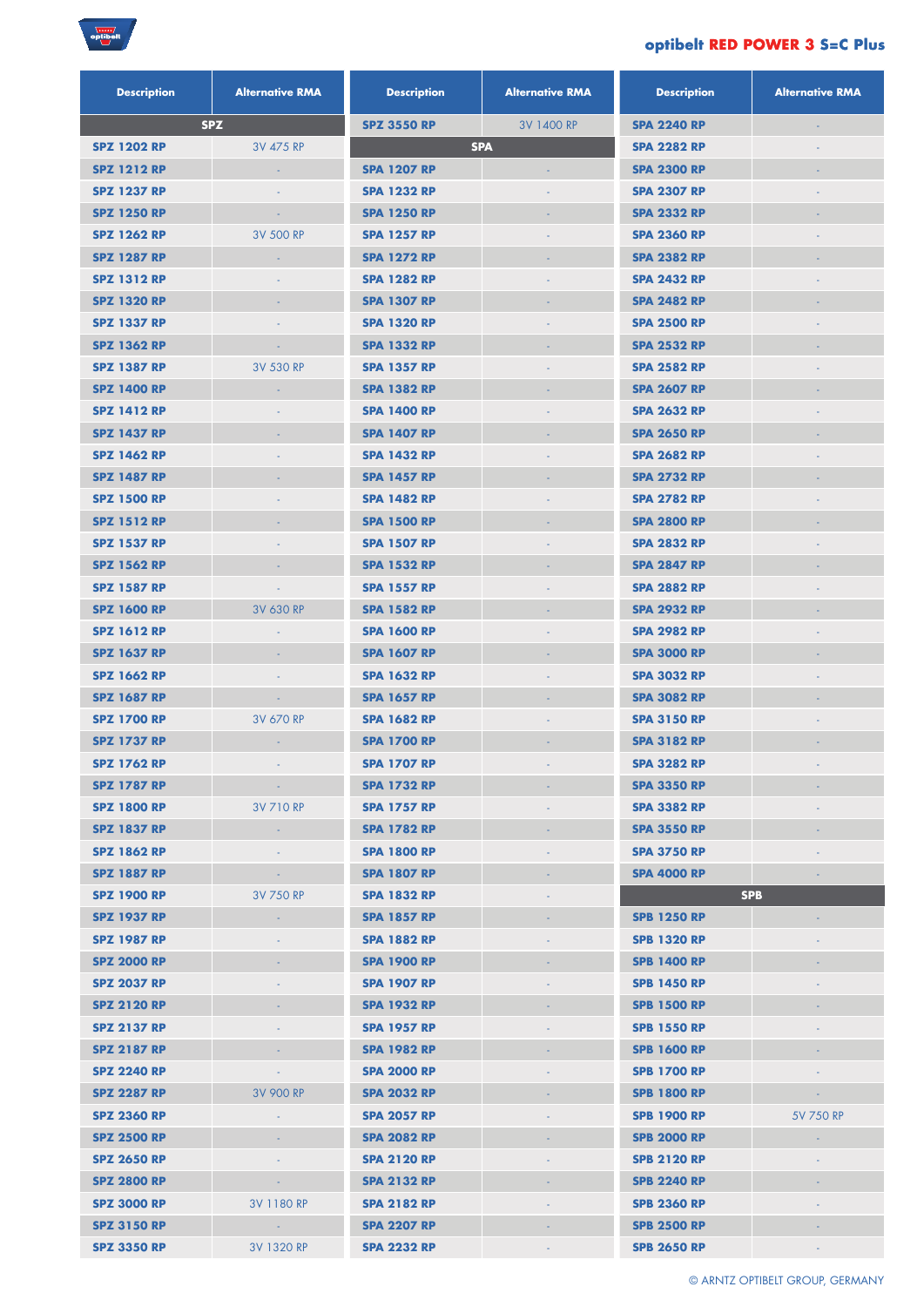## optibelt RED POWER 3 S=C Plus

| Description | Alternative RMA |
|---|---|
| **SPZ** | |
| SPZ 1202 RP | 3V 475 RP |
| SPZ 1212 RP | - |
| SPZ 1237 RP | - |
| SPZ 1250 RP | - |
| SPZ 1262 RP | 3V 500 RP |
| SPZ 1287 RP | - |
| SPZ 1312 RP | - |
| SPZ 1320 RP | - |
| SPZ 1337 RP | - |
| SPZ 1362 RP | - |
| SPZ 1387 RP | 3V 530 RP |
| SPZ 1400 RP | - |
| SPZ 1412 RP | - |
| SPZ 1437 RP | - |
| SPZ 1462 RP | - |
| SPZ 1487 RP | - |
| SPZ 1500 RP | - |
| SPZ 1512 RP | - |
| SPZ 1537 RP | - |
| SPZ 1562 RP | - |
| SPZ 1587 RP | - |
| SPZ 1600 RP | 3V 630 RP |
| SPZ 1612 RP | - |
| SPZ 1637 RP | - |
| SPZ 1662 RP | - |
| SPZ 1687 RP | - |
| SPZ 1700 RP | 3V 670 RP |
| SPZ 1737 RP | - |
| SPZ 1762 RP | - |
| SPZ 1787 RP | - |
| SPZ 1800 RP | 3V 710 RP |
| SPZ 1837 RP | - |
| SPZ 1862 RP | - |
| SPZ 1887 RP | - |
| SPZ 1900 RP | 3V 750 RP |
| SPZ 1937 RP | - |
| SPZ 1987 RP | - |
| SPZ 2000 RP | - |
| SPZ 2037 RP | - |
| SPZ 2120 RP | - |
| SPZ 2137 RP | - |
| SPZ 2187 RP | - |
| SPZ 2240 RP | - |
| SPZ 2287 RP | 3V 900 RP |
| SPZ 2360 RP | - |
| SPZ 2500 RP | - |
| SPZ 2650 RP | - |
| SPZ 2800 RP | - |
| SPZ 3000 RP | 3V 1180 RP |
| SPZ 3150 RP | - |
| SPZ 3350 RP | 3V 1320 RP |
| SPZ 3550 RP | 3V 1400 RP |
| **SPA** | |
| SPA 1207 RP | - |
| SPA 1232 RP | - |
| SPA 1250 RP | - |
| SPA 1257 RP | - |
| SPA 1272 RP | - |
| SPA 1282 RP | - |
| SPA 1307 RP | - |
| SPA 1320 RP | - |
| SPA 1332 RP | - |
| SPA 1357 RP | - |
| SPA 1382 RP | - |
| SPA 1400 RP | - |
| SPA 1407 RP | - |
| SPA 1432 RP | - |
| SPA 1457 RP | - |
| SPA 1482 RP | - |
| SPA 1500 RP | - |
| SPA 1507 RP | - |
| SPA 1532 RP | - |
| SPA 1557 RP | - |
| SPA 1582 RP | - |
| SPA 1600 RP | - |
| SPA 1607 RP | - |
| SPA 1632 RP | - |
| SPA 1657 RP | - |
| SPA 1682 RP | - |
| SPA 1700 RP | - |
| SPA 1707 RP | - |
| SPA 1732 RP | - |
| SPA 1757 RP | - |
| SPA 1782 RP | - |
| SPA 1800 RP | - |
| SPA 1807 RP | - |
| SPA 1832 RP | - |
| SPA 1857 RP | - |
| SPA 1882 RP | - |
| SPA 1900 RP | - |
| SPA 1907 RP | - |
| SPA 1932 RP | - |
| SPA 1957 RP | - |
| SPA 1982 RP | - |
| SPA 2000 RP | - |
| SPA 2032 RP | - |
| SPA 2057 RP | - |
| SPA 2082 RP | - |
| SPA 2120 RP | - |
| SPA 2132 RP | - |
| SPA 2182 RP | - |
| SPA 2207 RP | - |
| SPA 2232 RP | - |
| SPA 2240 RP | - |
| SPA 2282 RP | - |
| SPA 2300 RP | - |
| SPA 2307 RP | - |
| SPA 2332 RP | - |
| SPA 2360 RP | - |
| SPA 2382 RP | - |
| SPA 2432 RP | - |
| SPA 2482 RP | - |
| SPA 2500 RP | - |
| SPA 2532 RP | - |
| SPA 2582 RP | - |
| SPA 2607 RP | - |
| SPA 2632 RP | - |
| SPA 2650 RP | - |
| SPA 2682 RP | - |
| SPA 2732 RP | - |
| SPA 2782 RP | - |
| SPA 2800 RP | - |
| SPA 2832 RP | - |
| SPA 2847 RP | - |
| SPA 2882 RP | - |
| SPA 2932 RP | - |
| SPA 2982 RP | - |
| SPA 3000 RP | - |
| SPA 3032 RP | - |
| SPA 3082 RP | - |
| SPA 3150 RP | - |
| SPA 3182 RP | - |
| SPA 3282 RP | - |
| SPA 3350 RP | - |
| SPA 3382 RP | - |
| SPA 3550 RP | - |
| SPA 3750 RP | - |
| SPA 4000 RP | - |
| **SPB** | |
| SPB 1250 RP | - |
| SPB 1320 RP | - |
| SPB 1400 RP | - |
| SPB 1450 RP | - |
| SPB 1500 RP | - |
| SPB 1550 RP | - |
| SPB 1600 RP | - |
| SPB 1700 RP | - |
| SPB 1800 RP | - |
| SPB 1900 RP | 5V 750 RP |
| SPB 2000 RP | - |
| SPB 2120 RP | - |
| SPB 2240 RP | - |
| SPB 2360 RP | - |
| SPB 2500 RP | - |
| SPB 2650 RP | - |

© ARNTZ OPTIBELT GROUP, GERMANY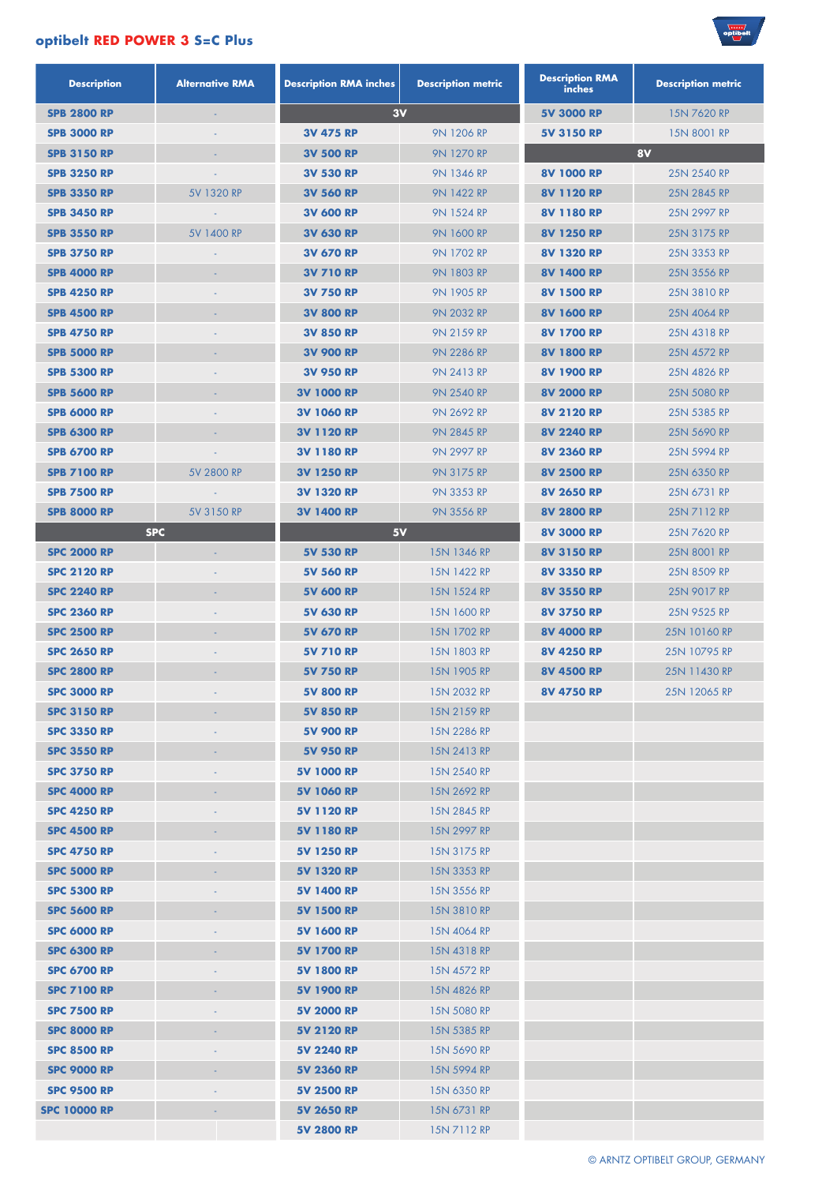## optibelt RED POWER 3 S=C Plus

| Description | Alternative RMA | Description RMA inches | Description metric | Description RMA inches | Description metric |
|---|---|---|---|---|---|
| SPB 2800 RP | - | 3V | | 5V 3000 RP | 15N 7620 RP |
| SPB 3000 RP | - | 3V 475 RP | 9N 1206 RP | 5V 3150 RP | 15N 8001 RP |
| SPB 3150 RP | - | 3V 500 RP | 9N 1270 RP | 8V | |
| SPB 3250 RP | - | 3V 530 RP | 9N 1346 RP | 8V 1000 RP | 25N 2540 RP |
| SPB 3350 RP | 5V 1320 RP | 3V 560 RP | 9N 1422 RP | 8V 1120 RP | 25N 2845 RP |
| SPB 3450 RP | - | 3V 600 RP | 9N 1524 RP | 8V 1180 RP | 25N 2997 RP |
| SPB 3550 RP | 5V 1400 RP | 3V 630 RP | 9N 1600 RP | 8V 1250 RP | 25N 3175 RP |
| SPB 3750 RP | - | 3V 670 RP | 9N 1702 RP | 8V 1320 RP | 25N 3353 RP |
| SPB 4000 RP | - | 3V 710 RP | 9N 1803 RP | 8V 1400 RP | 25N 3556 RP |
| SPB 4250 RP | - | 3V 750 RP | 9N 1905 RP | 8V 1500 RP | 25N 3810 RP |
| SPB 4500 RP | - | 3V 800 RP | 9N 2032 RP | 8V 1600 RP | 25N 4064 RP |
| SPB 4750 RP | - | 3V 850 RP | 9N 2159 RP | 8V 1700 RP | 25N 4318 RP |
| SPB 5000 RP | - | 3V 900 RP | 9N 2286 RP | 8V 1800 RP | 25N 4572 RP |
| SPB 5300 RP | - | 3V 950 RP | 9N 2413 RP | 8V 1900 RP | 25N 4826 RP |
| SPB 5600 RP | - | 3V 1000 RP | 9N 2540 RP | 8V 2000 RP | 25N 5080 RP |
| SPB 6000 RP | - | 3V 1060 RP | 9N 2692 RP | 8V 2120 RP | 25N 5385 RP |
| SPB 6300 RP | - | 3V 1120 RP | 9N 2845 RP | 8V 2240 RP | 25N 5690 RP |
| SPB 6700 RP | - | 3V 1180 RP | 9N 2997 RP | 8V 2360 RP | 25N 5994 RP |
| SPB 7100 RP | 5V 2800 RP | 3V 1250 RP | 9N 3175 RP | 8V 2500 RP | 25N 6350 RP |
| SPB 7500 RP | - | 3V 1320 RP | 9N 3353 RP | 8V 2650 RP | 25N 6731 RP |
| SPB 8000 RP | 5V 3150 RP | 3V 1400 RP | 9N 3556 RP | 8V 2800 RP | 25N 7112 RP |
| SPC | | 5V | | 8V 3000 RP | 25N 7620 RP |
| SPC 2000 RP | - | 5V 530 RP | 15N 1346 RP | 8V 3150 RP | 25N 8001 RP |
| SPC 2120 RP | - | 5V 560 RP | 15N 1422 RP | 8V 3350 RP | 25N 8509 RP |
| SPC 2240 RP | - | 5V 600 RP | 15N 1524 RP | 8V 3550 RP | 25N 9017 RP |
| SPC 2360 RP | - | 5V 630 RP | 15N 1600 RP | 8V 3750 RP | 25N 9525 RP |
| SPC 2500 RP | - | 5V 670 RP | 15N 1702 RP | 8V 4000 RP | 25N 10160 RP |
| SPC 2650 RP | - | 5V 710 RP | 15N 1803 RP | 8V 4250 RP | 25N 10795 RP |
| SPC 2800 RP | - | 5V 750 RP | 15N 1905 RP | 8V 4500 RP | 25N 11430 RP |
| SPC 3000 RP | - | 5V 800 RP | 15N 2032 RP | 8V 4750 RP | 25N 12065 RP |
| SPC 3150 RP | - | 5V 850 RP | 15N 2159 RP | | |
| SPC 3350 RP | - | 5V 900 RP | 15N 2286 RP | | |
| SPC 3550 RP | - | 5V 950 RP | 15N 2413 RP | | |
| SPC 3750 RP | - | 5V 1000 RP | 15N 2540 RP | | |
| SPC 4000 RP | - | 5V 1060 RP | 15N 2692 RP | | |
| SPC 4250 RP | - | 5V 1120 RP | 15N 2845 RP | | |
| SPC 4500 RP | - | 5V 1180 RP | 15N 2997 RP | | |
| SPC 4750 RP | - | 5V 1250 RP | 15N 3175 RP | | |
| SPC 5000 RP | - | 5V 1320 RP | 15N 3353 RP | | |
| SPC 5300 RP | - | 5V 1400 RP | 15N 3556 RP | | |
| SPC 5600 RP | - | 5V 1500 RP | 15N 3810 RP | | |
| SPC 6000 RP | - | 5V 1600 RP | 15N 4064 RP | | |
| SPC 6300 RP | - | 5V 1700 RP | 15N 4318 RP | | |
| SPC 6700 RP | - | 5V 1800 RP | 15N 4572 RP | | |
| SPC 7100 RP | - | 5V 1900 RP | 15N 4826 RP | | |
| SPC 7500 RP | - | 5V 2000 RP | 15N 5080 RP | | |
| SPC 8000 RP | - | 5V 2120 RP | 15N 5385 RP | | |
| SPC 8500 RP | - | 5V 2240 RP | 15N 5690 RP | | |
| SPC 9000 RP | - | 5V 2360 RP | 15N 5994 RP | | |
| SPC 9500 RP | - | 5V 2500 RP | 15N 6350 RP | | |
| SPC 10000 RP | - | 5V 2650 RP | 15N 6731 RP | | |
| | | 5V 2800 RP | 15N 7112 RP | | |

© ARNTZ OPTIBELT GROUP, GERMANY